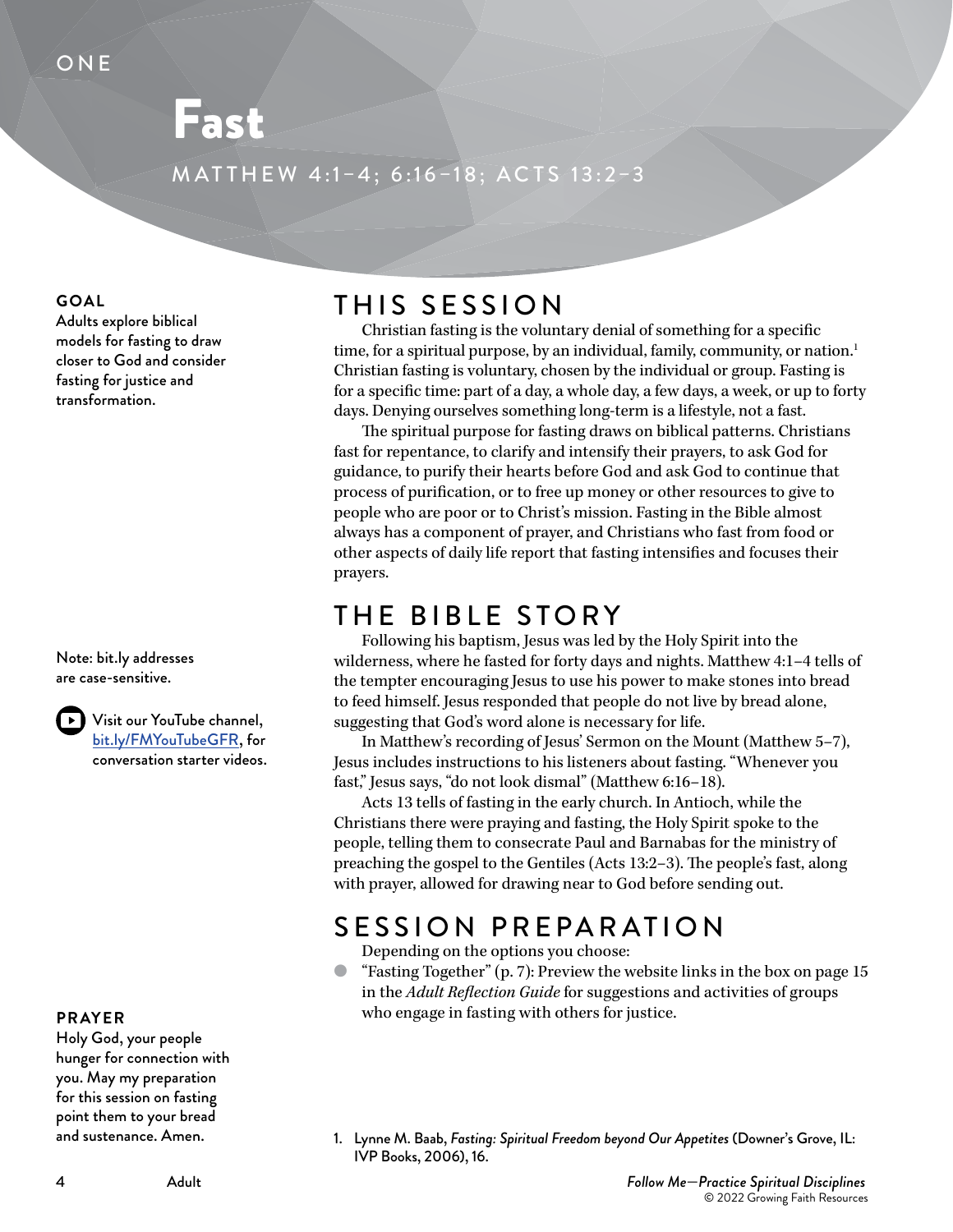ONE

# Fast

MATTHEW 4:1–4; 6:16–18; ACTS 13:2–3

**GOAL**
Adults explore biblical models for fasting to draw closer to God and consider fasting for justice and transformation.

## THIS SESSION

Christian fasting is the voluntary denial of something for a specific time, for a spiritual purpose, by an individual, family, community, or nation.[1] Christian fasting is voluntary, chosen by the individual or group. Fasting is for a specific time: part of a day, a whole day, a few days, a week, or up to forty days. Denying ourselves something long-term is a lifestyle, not a fast.

The spiritual purpose for fasting draws on biblical patterns. Christians fast for repentance, to clarify and intensify their prayers, to ask God for guidance, to purify their hearts before God and ask God to continue that process of purification, or to free up money or other resources to give to people who are poor or to Christ's mission. Fasting in the Bible almost always has a component of prayer, and Christians who fast from food or other aspects of daily life report that fasting intensifies and focuses their prayers.

## THE BIBLE STORY

Following his baptism, Jesus was led by the Holy Spirit into the wilderness, where he fasted for forty days and nights. Matthew 4:1–4 tells of the tempter encouraging Jesus to use his power to make stones into bread to feed himself. Jesus responded that people do not live by bread alone, suggesting that God's word alone is necessary for life.

In Matthew's recording of Jesus' Sermon on the Mount (Matthew 5–7), Jesus includes instructions to his listeners about fasting. "Whenever you fast," Jesus says, "do not look dismal" (Matthew 6:16–18).

Acts 13 tells of fasting in the early church. In Antioch, while the Christians there were praying and fasting, the Holy Spirit spoke to the people, telling them to consecrate Paul and Barnabas for the ministry of preaching the gospel to the Gentiles (Acts 13:2–3). The people's fast, along with prayer, allowed for drawing near to God before sending out.

Note: bit.ly addresses are case-sensitive.

Visit our YouTube channel, bit.ly/FMYouTubeGFR, for conversation starter videos.

## SESSION PREPARATION

Depending on the options you choose:

- "Fasting Together" (p. 7): Preview the website links in the box on page 15 in the *Adult Reflection Guide* for suggestions and activities of groups who engage in fasting with others for justice.

**PRAYER**
Holy God, your people hunger for connection with you. May my preparation for this session on fasting point them to your bread and sustenance. Amen.

1. Lynne M. Baab, *Fasting: Spiritual Freedom beyond Our Appetites* (Downer's Grove, IL: IVP Books, 2006), 16.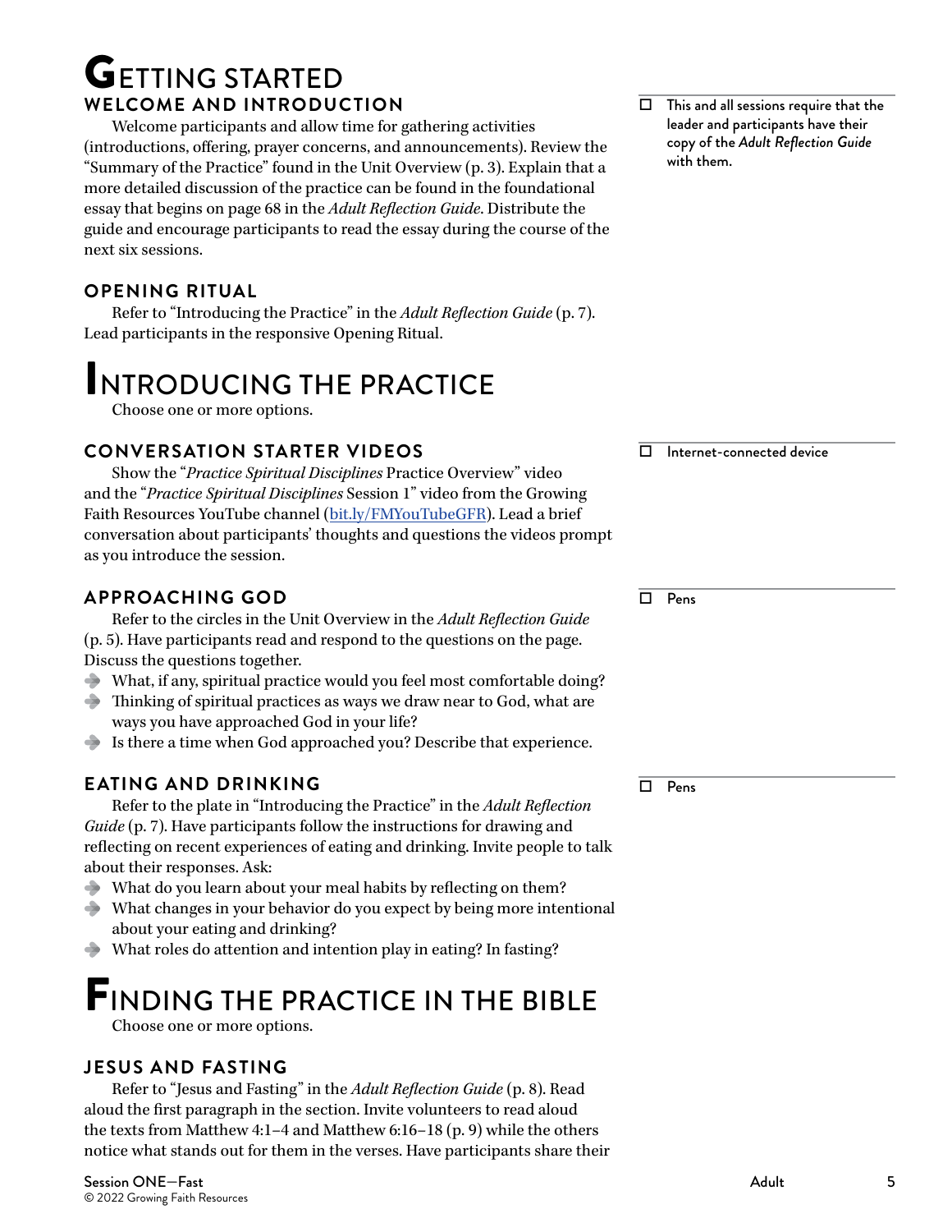# GETTING STARTED

## WELCOME AND INTRODUCTION

- [ ] This and all sessions require that the leader and participants have their copy of the *Adult Reflection Guide* with them.

Welcome participants and allow time for gathering activities (introductions, offering, prayer concerns, and announcements). Review the "Summary of the Practice" found in the Unit Overview (p. 3). Explain that a more detailed discussion of the practice can be found in the foundational essay that begins on page 68 in the *Adult Reflection Guide*. Distribute the guide and encourage participants to read the essay during the course of the next six sessions.

## OPENING RITUAL

Refer to "Introducing the Practice" in the *Adult Reflection Guide* (p. 7). Lead participants in the responsive Opening Ritual.

# INTRODUCING THE PRACTICE

Choose one or more options.

## CONVERSATION STARTER VIDEOS

- [ ] Internet-connected device

Show the "*Practice Spiritual Disciplines* Practice Overview" video and the "*Practice Spiritual Disciplines* Session 1" video from the Growing Faith Resources YouTube channel (bit.ly/FMYouTubeGFR). Lead a brief conversation about participants' thoughts and questions the videos prompt as you introduce the session.

## APPROACHING GOD

- [ ] Pens

Refer to the circles in the Unit Overview in the *Adult Reflection Guide* (p. 5). Have participants read and respond to the questions on the page. Discuss the questions together.

- What, if any, spiritual practice would you feel most comfortable doing?
- Thinking of spiritual practices as ways we draw near to God, what are ways you have approached God in your life?
- Is there a time when God approached you? Describe that experience.

## EATING AND DRINKING

- [ ] Pens

Refer to the plate in "Introducing the Practice" in the *Adult Reflection Guide* (p. 7). Have participants follow the instructions for drawing and reflecting on recent experiences of eating and drinking. Invite people to talk about their responses. Ask:

- What do you learn about your meal habits by reflecting on them?
- What changes in your behavior do you expect by being more intentional about your eating and drinking?
- What roles do attention and intention play in eating? In fasting?

# FINDING THE PRACTICE IN THE BIBLE

Choose one or more options.

## JESUS AND FASTING

Refer to "Jesus and Fasting" in the *Adult Reflection Guide* (p. 8). Read aloud the first paragraph in the section. Invite volunteers to read aloud the texts from Matthew 4:1–4 and Matthew 6:16–18 (p. 9) while the others notice what stands out for them in the verses. Have participants share their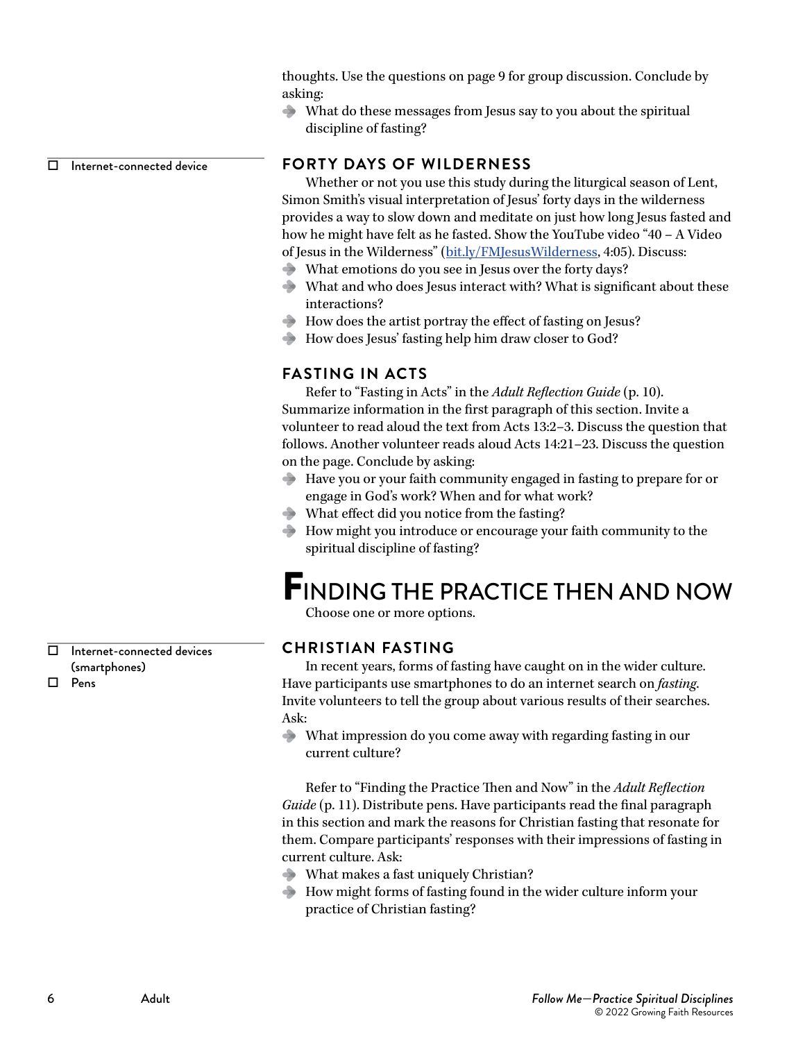thoughts. Use the questions on page 9 for group discussion. Conclude by asking:

- What do these messages from Jesus say to you about the spiritual discipline of fasting?

- ☐ Internet-connected device

### FORTY DAYS OF WILDERNESS

Whether or not you use this study during the liturgical season of Lent, Simon Smith's visual interpretation of Jesus' forty days in the wilderness provides a way to slow down and meditate on just how long Jesus fasted and how he might have felt as he fasted. Show the YouTube video "40 – A Video of Jesus in the Wilderness" ([bit.ly/FMJesusWilderness](bit.ly/FMJesusWilderness), 4:05). Discuss:

- What emotions do you see in Jesus over the forty days?
- What and who does Jesus interact with? What is significant about these interactions?
- How does the artist portray the effect of fasting on Jesus?
- How does Jesus' fasting help him draw closer to God?

### FASTING IN ACTS

Refer to "Fasting in Acts" in the *Adult Reflection Guide* (p. 10). Summarize information in the first paragraph of this section. Invite a volunteer to read aloud the text from Acts 13:2–3. Discuss the question that follows. Another volunteer reads aloud Acts 14:21–23. Discuss the question on the page. Conclude by asking:

- Have you or your faith community engaged in fasting to prepare for or engage in God's work? When and for what work?
- What effect did you notice from the fasting?
- How might you introduce or encourage your faith community to the spiritual discipline of fasting?

## FINDING THE PRACTICE THEN AND NOW

Choose one or more options.

- ☐ Internet-connected devices (smartphones)
- ☐ Pens

### CHRISTIAN FASTING

In recent years, forms of fasting have caught on in the wider culture. Have participants use smartphones to do an internet search on *fasting*. Invite volunteers to tell the group about various results of their searches. Ask:

- What impression do you come away with regarding fasting in our current culture?

Refer to "Finding the Practice Then and Now" in the *Adult Reflection Guide* (p. 11). Distribute pens. Have participants read the final paragraph in this section and mark the reasons for Christian fasting that resonate for them. Compare participants' responses with their impressions of fasting in current culture. Ask:

- What makes a fast uniquely Christian?
- How might forms of fasting found in the wider culture inform your practice of Christian fasting?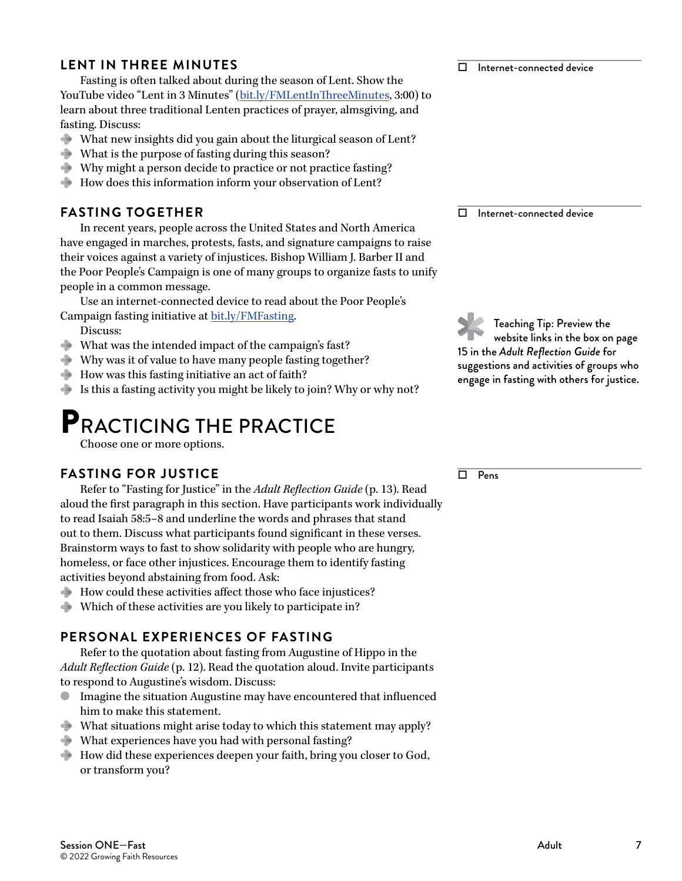### LENT IN THREE MINUTES

☐ Internet-connected device

Fasting is often talked about during the season of Lent. Show the YouTube video "Lent in 3 Minutes" (bit.ly/FMLentInThreeMinutes, 3:00) to learn about three traditional Lenten practices of prayer, almsgiving, and fasting. Discuss:

- What new insights did you gain about the liturgical season of Lent?
- What is the purpose of fasting during this season?
- Why might a person decide to practice or not practice fasting?
- How does this information inform your observation of Lent?

### FASTING TOGETHER

☐ Internet-connected device

In recent years, people across the United States and North America have engaged in marches, protests, fasts, and signature campaigns to raise their voices against a variety of injustices. Bishop William J. Barber II and the Poor People's Campaign is one of many groups to organize fasts to unify people in a common message.

Use an internet-connected device to read about the Poor People's Campaign fasting initiative at bit.ly/FMFasting.

Teaching Tip: Preview the website links in the box on page 15 in the *Adult Reflection Guide* for suggestions and activities of groups who engage in fasting with others for justice.

Discuss:

- What was the intended impact of the campaign's fast?
- Why was it of value to have many people fasting together?
- How was this fasting initiative an act of faith?
- Is this a fasting activity you might be likely to join? Why or why not?

## PRACTICING THE PRACTICE

Choose one or more options.

### FASTING FOR JUSTICE

☐ Pens

Refer to "Fasting for Justice" in the *Adult Reflection Guide* (p. 13). Read aloud the first paragraph in this section. Have participants work individually to read Isaiah 58:5–8 and underline the words and phrases that stand out to them. Discuss what participants found significant in these verses. Brainstorm ways to fast to show solidarity with people who are hungry, homeless, or face other injustices. Encourage them to identify fasting activities beyond abstaining from food. Ask:

- How could these activities affect those who face injustices?
- Which of these activities are you likely to participate in?

### PERSONAL EXPERIENCES OF FASTING

Refer to the quotation about fasting from Augustine of Hippo in the *Adult Reflection Guide* (p. 12). Read the quotation aloud. Invite participants to respond to Augustine's wisdom. Discuss:

- Imagine the situation Augustine may have encountered that influenced him to make this statement.
- What situations might arise today to which this statement may apply?
- What experiences have you had with personal fasting?
- How did these experiences deepen your faith, bring you closer to God, or transform you?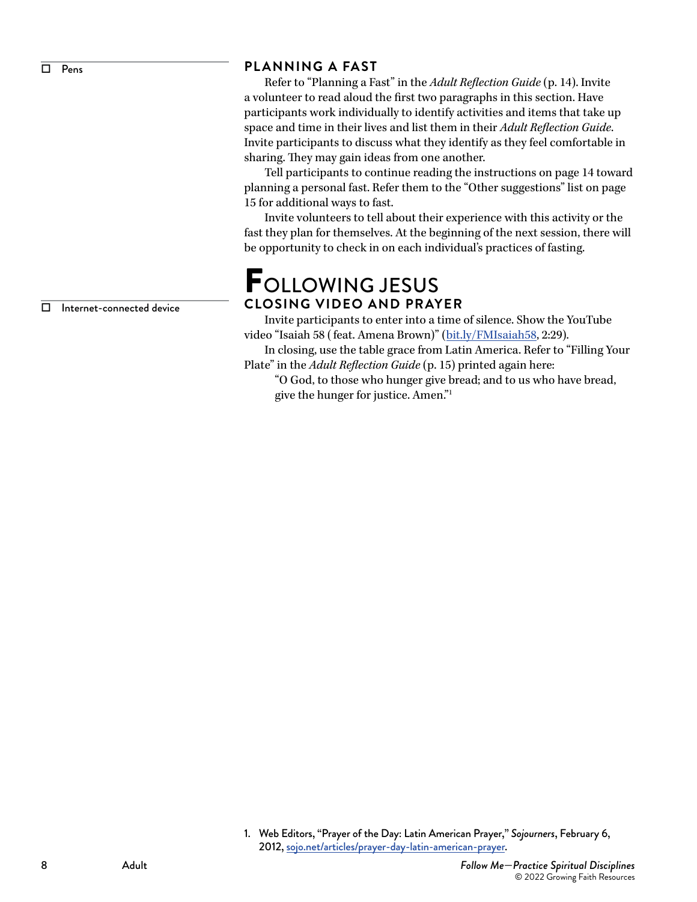- ☐ Pens

## PLANNING A FAST

Refer to "Planning a Fast" in the *Adult Reflection Guide* (p. 14). Invite a volunteer to read aloud the first two paragraphs in this section. Have participants work individually to identify activities and items that take up space and time in their lives and list them in their *Adult Reflection Guide*. Invite participants to discuss what they identify as they feel comfortable in sharing. They may gain ideas from one another.

Tell participants to continue reading the instructions on page 14 toward planning a personal fast. Refer them to the "Other suggestions" list on page 15 for additional ways to fast.

Invite volunteers to tell about their experience with this activity or the fast they plan for themselves. At the beginning of the next session, there will be opportunity to check in on each individual's practices of fasting.

# FOLLOWING JESUS

- ☐ Internet-connected device

## CLOSING VIDEO AND PRAYER

Invite participants to enter into a time of silence. Show the YouTube video "Isaiah 58 ( feat. Amena Brown)" (bit.ly/FMIsaiah58, 2:29).

In closing, use the table grace from Latin America. Refer to "Filling Your Plate" in the *Adult Reflection Guide* (p. 15) printed again here:

> "O God, to those who hunger give bread; and to us who have bread, give the hunger for justice. Amen."[1]

1. Web Editors, "Prayer of the Day: Latin American Prayer," *Sojourners*, February 6, 2012, sojo.net/articles/prayer-day-latin-american-prayer.